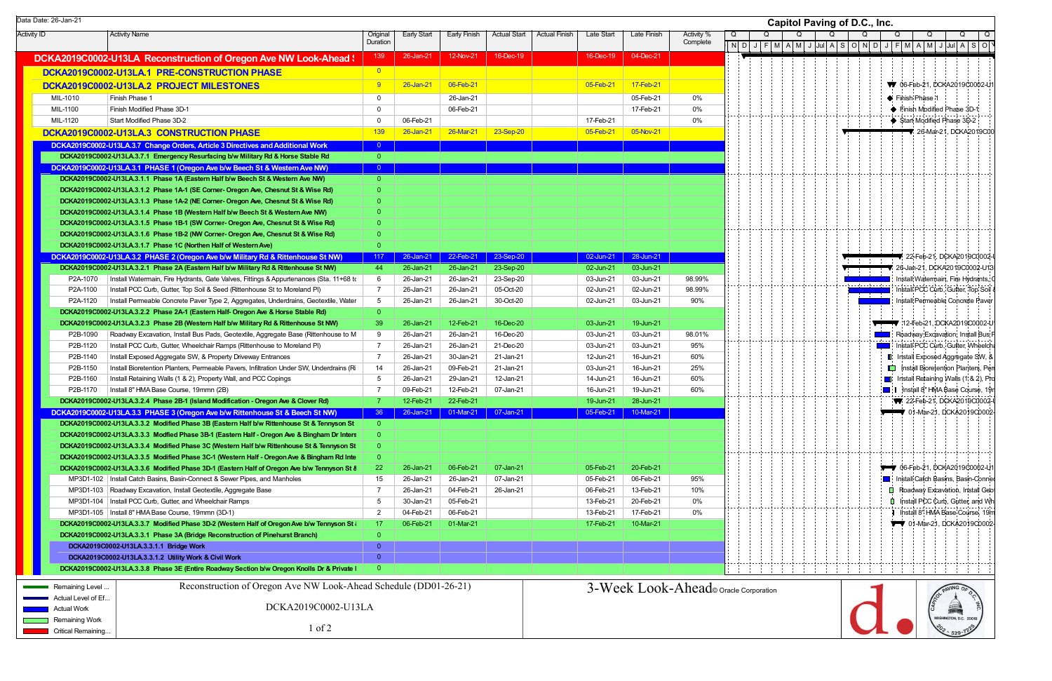Data Date: 26-Jan-21

**Capitol Paving of D.C., Inc.**

| Activity ID | Activity Name | Original Duration | Early Start | Early Finish | Actual Start | Actual Finish | Late Start | Late Finish | Activity % Complete |
|---|---|---|---|---|---|---|---|---|---|
| DCKA2019C0002-U13LA Reconstruction of Oregon Ave NW Look-Ahead S | | 139 | 26-Jan-21 | 12-Nov-21 | 16-Dec-19 | | 16-Dec-19 | 04-Dec-21 | |
| DCKA2019C0002-U13LA.1 PRE-CONSTRUCTION PHASE | | 0 | | | | | | | |
| DCKA2019C0002-U13LA.2 PROJECT MILESTONES | | 9 | 26-Jan-21 | 06-Feb-21 | | | 05-Feb-21 | 17-Feb-21 | |
| MIL-1010 | Finish Phase 1 | 0 | | 26-Jan-21 | | | | 05-Feb-21 | 0% |
| MIL-1100 | Finish Modified Phase 3D-1 | 0 | | 06-Feb-21 | | | | 17-Feb-21 | 0% |
| MIL-1120 | Start Modified Phase 3D-2 | 0 | 06-Feb-21 | | | | 17-Feb-21 | | 0% |
| DCKA2019C0002-U13LA.3 CONSTRUCTION PHASE | | 139 | 26-Jan-21 | 26-Mar-21 | 23-Sep-20 | | 05-Feb-21 | 05-Nov-21 | |
| DCKA2019C0002-U13LA.3.7 Change Orders, Article 3 Directives and Additional Work | | 0 | | | | | | | |
| DCKA2019C0002-U13LA.3.7.1 Emergency Resurfacing b/w Military Rd & Horse Stable Rd | | 0 | | | | | | | |
| DCKA2019C0002-U13LA.3.1 PHASE 1 (Oregon Ave b/w Beech St & Western Ave NW) | | 0 | | | | | | | |
| DCKA2019C0002-U13LA.3.1.1 Phase 1A (Eastern Half b/w Beech St & Western Ave NW) | | 0 | | | | | | | |
| DCKA2019C0002-U13LA.3.1.2 Phase 1A-1 (SE Corner- Oregon Ave, Chesnut St & Wise Rd) | | 0 | | | | | | | |
| DCKA2019C0002-U13LA.3.1.3 Phase 1A-2 (NE Corner- Oregon Ave, Chesnut St & Wise Rd) | | 0 | | | | | | | |
| DCKA2019C0002-U13LA.3.1.4 Phase 1B (Western Half b/w Beech St & Western Ave NW) | | 0 | | | | | | | |
| DCKA2019C0002-U13LA.3.1.5 Phase 1B-1 (SW Corner- Oregon Ave, Chesnut St & Wise Rd) | | 0 | | | | | | | |
| DCKA2019C0002-U13LA.3.1.6 Phase 1B-2 (NW Corner- Oregon Ave, Chesnut St & Wise Rd) | | 0 | | | | | | | |
| DCKA2019C0002-U13LA.3.1.7 Phase 1C (Northen Half of Western Ave) | | 0 | | | | | | | |
| DCKA2019C0002-U13LA.3.2 PHASE 2 (Oregon Ave b/w Military Rd & Rittenhouse St NW) | | 117 | 26-Jan-21 | 22-Feb-21 | 23-Sep-20 | | 02-Jun-21 | 28-Jun-21 | |
| DCKA2019C0002-U13LA.3.2.1 Phase 2A (Eastern Half b/w Military Rd & Rittenhouse St NW) | | 44 | 26-Jan-21 | 26-Jan-21 | 23-Sep-20 | | 02-Jun-21 | 03-Jun-21 | |
| P2A-1070 | Install Watermain, Fire Hydrants, Gate Valves, Fittings & Appurtenances (Sta. 11+68 to | 6 | 26-Jan-21 | 26-Jan-21 | 23-Sep-20 | | 03-Jun-21 | 03-Jun-21 | 98.99% |
| P2A-1100 | Install PCC Curb, Gutter, Top Soil & Seed (Rittenhouse St to Moreland Pl) | 7 | 26-Jan-21 | 26-Jan-21 | 05-Oct-20 | | 02-Jun-21 | 02-Jun-21 | 98.99% |
| P2A-1120 | Install Permeable Concrete Paver Type 2, Aggregates, Underdrains, Geotextile, Water | 5 | 26-Jan-21 | 26-Jan-21 | 30-Oct-20 | | 02-Jun-21 | 03-Jun-21 | 90% |
| DCKA2019C0002-U13LA.3.2.2 Phase 2A-1 (Eastern Half- Oregon Ave & Horse Stable Rd) | | 0 | | | | | | | |
| DCKA2019C0002-U13LA.3.2.3 Phase 2B (Western Half b/w Military Rd & Rittenhouse St NW) | | 39 | 26-Jan-21 | 12-Feb-21 | 16-Dec-20 | | 03-Jun-21 | 19-Jun-21 | |
| P2B-1090 | Roadway Excavation, Install Bus Pads, Geotextile, Aggregate Base (Rittenhouse to M | 9 | 26-Jan-21 | 26-Jan-21 | 16-Dec-20 | | 03-Jun-21 | 03-Jun-21 | 98.01% |
| P2B-1120 | Install PCC Curb, Gutter, Wheelchair Ramps (Rittenhouse to Moreland Pl) | 7 | 26-Jan-21 | 26-Jan-21 | 21-Dec-20 | | 03-Jun-21 | 03-Jun-21 | 95% |
| P2B-1140 | Install Exposed Aggregate SW, & Property Driveway Entrances | 7 | 26-Jan-21 | 30-Jan-21 | 21-Jan-21 | | 12-Jun-21 | 16-Jun-21 | 60% |
| P2B-1150 | Install Bioretention Planters, Permeable Pavers, Infiltration Under SW, Underdrains (Ri | 14 | 26-Jan-21 | 09-Feb-21 | 21-Jan-21 | | 03-Jun-21 | 16-Jun-21 | 25% |
| P2B-1160 | Install Retaining Walls (1 & 2), Property Wall, and PCC Copings | 5 | 26-Jan-21 | 29-Jan-21 | 12-Jan-21 | | 14-Jun-21 | 16-Jun-21 | 60% |
| P2B-1170 | Install 8" HMA Base Course, 19mmn (2B) | 7 | 09-Feb-21 | 12-Feb-21 | 07-Jan-21 | | 16-Jun-21 | 19-Jun-21 | 60% |
| DCKA2019C0002-U13LA.3.2.4 Phase 2B-1 (Island Modification - Oregon Ave & Clover Rd) | | 7 | 12-Feb-21 | 22-Feb-21 | | | 19-Jun-21 | 28-Jun-21 | |
| DCKA2019C0002-U13LA.3.3 PHASE 3 (Oregon Ave b/w Rittenhouse St & Beech St NW) | | 36 | 26-Jan-21 | 01-Mar-21 | 07-Jan-21 | | 05-Feb-21 | 10-Mar-21 | |
| DCKA2019C0002-U13LA.3.3.2 Modified Phase 3B (Eastern Half b/w Rittenhouse St & Tennyson St | | 0 | | | | | | | |
| DCKA2019C0002-U13LA.3.3.3 Modified Phase 3B-1 (Eastern Half - Oregon Ave & Bingham Dr Inters | | 0 | | | | | | | |
| DCKA2019C0002-U13LA.3.3.4 Modified Phase 3C (Western Half b/w Rittenhouse St & Tennyson St | | 0 | | | | | | | |
| DCKA2019C0002-U13LA.3.3.5 Modified Phase 3C-1 (Western Half - Oregon Ave & Bingham Rd Inte | | 0 | | | | | | | |
| DCKA2019C0002-U13LA.3.3.6 Modified Phase 3D-1 (Eastern Half of Oregon Ave b/w Tennyson St & | | 22 | 26-Jan-21 | 06-Feb-21 | 07-Jan-21 | | 05-Feb-21 | 20-Feb-21 | |
| MP3D1-102 | Install Catch Basins, Basin-Connect & Sewer Pipes, and Manholes | 15 | 26-Jan-21 | 26-Jan-21 | 07-Jan-21 | | 05-Feb-21 | 06-Feb-21 | 95% |
| MP3D1-103 | Roadway Excavation, Install Geotextile, Aggregate Base | 7 | 26-Jan-21 | 04-Feb-21 | 26-Jan-21 | | 06-Feb-21 | 13-Feb-21 | 10% |
| MP3D1-104 | Install PCC Curb, Gutter, and Wheelchair Ramps | 5 | 30-Jan-21 | 05-Feb-21 | | | 13-Feb-21 | 20-Feb-21 | 0% |
| MP3D1-105 | Install 8" HMA Base Course, 19mmn (3D-1) | 2 | 04-Feb-21 | 06-Feb-21 | | | 13-Feb-21 | 17-Feb-21 | 0% |
| DCKA2019C0002-U13LA.3.3.7 Modified Phase 3D-2 (Western Half of Oregon Ave b/w Tennyson St & | | 17 | 06-Feb-21 | 01-Mar-21 | | | 17-Feb-21 | 10-Mar-21 | |
| DCKA2019C0002-U13LA.3.3.1 Phase 3A (Bridge Reconstruction of Pinehurst Branch) | | 0 | | | | | | | |
| DCKA2019C0002-U13LA.3.3.1.1 Bridge Work | | 0 | | | | | | | |
| DCKA2019C0002-U13LA.3.3.1.2 Utility Work & Civil Work | | 0 | | | | | | | |
| DCKA2019C0002-U13LA.3.3.8 Phase 3E (Entire Roadway Section b/w Oregon Knolls Dr & Private I | | 0 | | | | | | | |

Legend: Remaining Level ... | Actual Level of Ef... | Actual Work | Remaining Work | Critical Remaining...

Reconstruction of Oregon Ave NW Look-Ahead Schedule (DD01-26-21)

DCKA2019C0002-U13LA

3-Week Look-Ahead © Oracle Corporation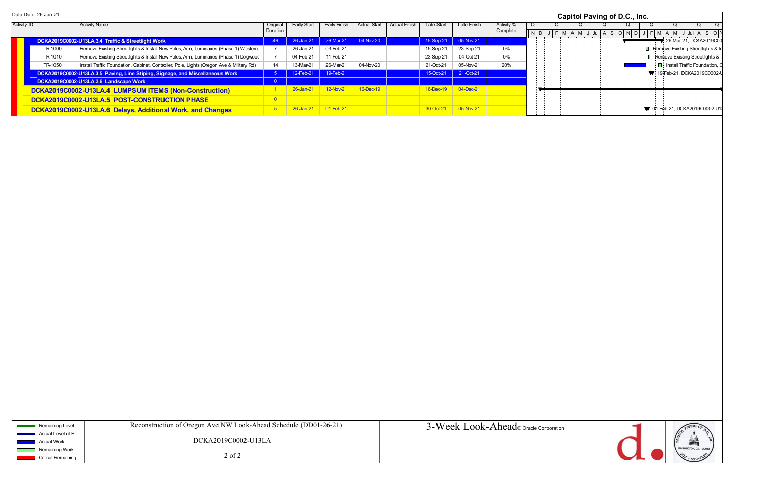Data Date: 26-Jan-21

**Capitol Paving of D.C., Inc.**

| Activity ID | Activity Name | Original Duration | Early Start | Early Finish | Actual Start | Actual Finish | Late Start | Late Finish | Activity % Complete |
|---|---|---|---|---|---|---|---|---|---|
| **DCKA2019C0002-U13LA.3.4 Traffic & Streetlight Work** | | 46 | 26-Jan-21 | 26-Mar-21 | 04-Nov-20 | | 15-Sep-21 | 05-Nov-21 | |
| TR-1000 | Remove Existing Streetlights & Install New Poles, Arm, Luminaires (Phase 1) Western | 7 | 26-Jan-21 | 03-Feb-21 | | | 15-Sep-21 | 23-Sep-21 | 0% |
| TR-1010 | Remove Existing Streetlights & Install New Poles, Arm, Luminaires (Phase 1) Dogwooc | 7 | 04-Feb-21 | 11-Feb-21 | | | 23-Sep-21 | 04-Oct-21 | 0% |
| TR-1050 | Install Traffic Foundation, Cabinet, Controller, Pole, Lights (Oregon Ave & Military Rd) | 14 | 13-Mar-21 | 26-Mar-21 | 04-Nov-20 | | 21-Oct-21 | 05-Nov-21 | 20% |
| **DCKA2019C0002-U13LA.3.5 Paving, Line Stiping, Signage, and Miscellaneous Work** | | 5 | 12-Feb-21 | 19-Feb-21 | | | 15-Oct-21 | 21-Oct-21 | |
| **DCKA2019C0002-U13LA.3.6 Landscape Work** | | 0 | | | | | | | |
| **DCKA2019C0002-U13LA.4 LUMPSUM ITEMS (Non-Construction)** | | 1 | 26-Jan-21 | 12-Nov-21 | 16-Dec-19 | | 16-Dec-19 | 04-Dec-21 | |
| **DCKA2019C0002-U13LA.5 POST-CONSTRUCTION PHASE** | | 0 | | | | | | | |
| **DCKA2019C0002-U13LA.6 Delays, Additional Work, and Changes** | | 5 | 26-Jan-21 | 01-Feb-21 | | | 30-Oct-21 | 05-Nov-21 | |

26-Mar-21, DCKA2019C00

Remove Existing Streetlights & In

Remove Existing Streetlights & I

Install Traffic Foundation, C

19-Feb-21, DCKA2019C0002-U

01-Feb-21, DCKA2019C0002-U1

Remaining Level ...
Actual Level of Ef...
Actual Work
Remaining Work
Critical Remaining...

Reconstruction of Oregon Ave NW Look-Ahead Schedule (DD01-26-21)

DCKA2019C0002-U13LA

3-Week Look-Ahead © Oracle Corporation